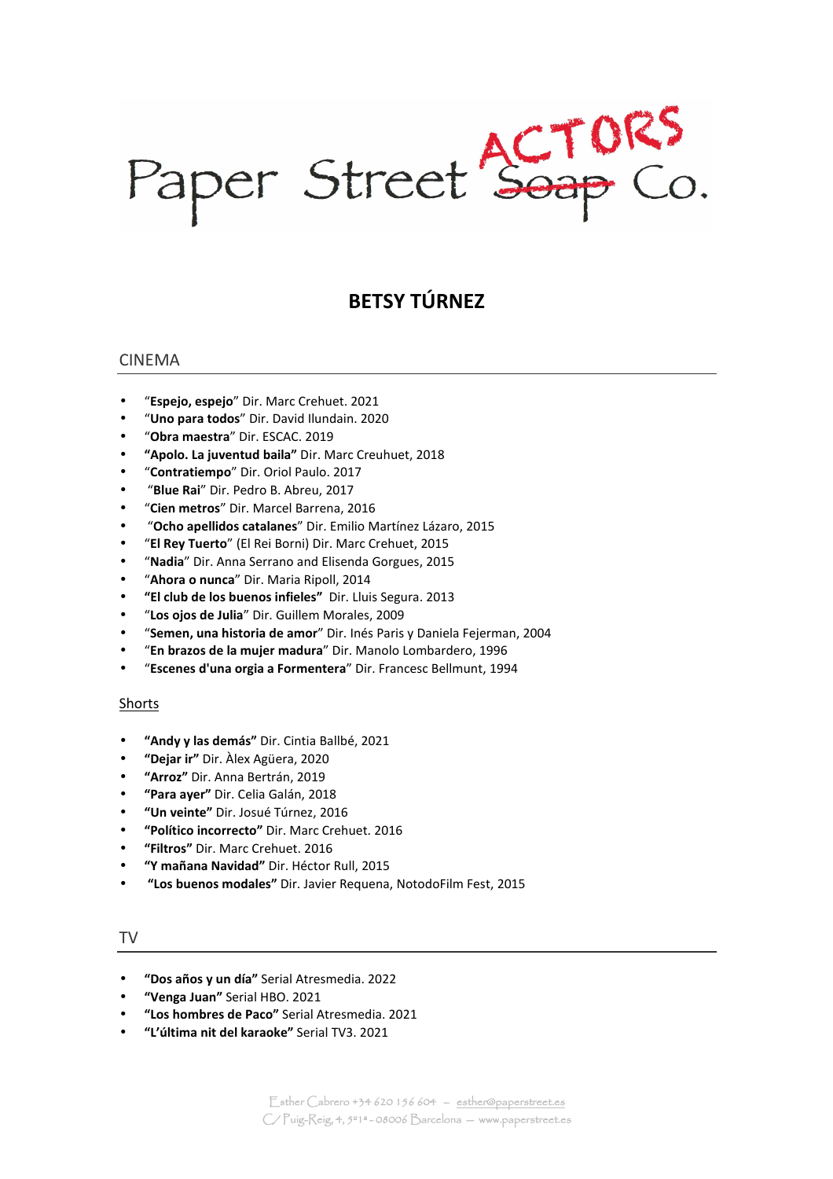Paper Street ACTORS ~~Soap~~ Co.

# BETSY TÚRNEZ

## CINEMA

- "**Espejo, espejo**" Dir. Marc Crehuet. 2021
- "**Uno para todos**" Dir. David Ilundain. 2020
- "**Obra maestra**" Dir. ESCAC. 2019
- **"Apolo. La juventud baila"** Dir. Marc Creuhuet, 2018
- "**Contratiempo**" Dir. Oriol Paulo. 2017
- "**Blue Rai**" Dir. Pedro B. Abreu, 2017
- "**Cien metros**" Dir. Marcel Barrena, 2016
- "**Ocho apellidos catalanes**" Dir. Emilio Martínez Lázaro, 2015
- "**El Rey Tuerto**" (El Rei Borni) Dir. Marc Crehuet, 2015
- "**Nadia**" Dir. Anna Serrano and Elisenda Gorgues, 2015
- "**Ahora o nunca**" Dir. Maria Ripoll, 2014
- **"El club de los buenos infieles"** Dir. Lluis Segura. 2013
- "**Los ojos de Julia**" Dir. Guillem Morales, 2009
- "**Semen, una historia de amor**" Dir. Inés Paris y Daniela Fejerman, 2004
- "**En brazos de la mujer madura**" Dir. Manolo Lombardero, 1996
- "**Escenes d'una orgia a Formentera**" Dir. Francesc Bellmunt, 1994

### Shorts

- **"Andy y las demás"** Dir. Cintia Ballbé, 2021
- **"Dejar ir"** Dir. Àlex Agüera, 2020
- **"Arroz"** Dir. Anna Bertrán, 2019
- **"Para ayer"** Dir. Celia Galán, 2018
- **"Un veinte"** Dir. Josué Túrnez, 2016
- **"Político incorrecto"** Dir. Marc Crehuet. 2016
- **"Filtros"** Dir. Marc Crehuet. 2016
- **"Y mañana Navidad"** Dir. Héctor Rull, 2015
- **"Los buenos modales"** Dir. Javier Requena, NotodoFilm Fest, 2015

## TV

- **"Dos años y un día"** Serial Atresmedia. 2022
- **"Venga Juan"** Serial HBO. 2021
- **"Los hombres de Paco"** Serial Atresmedia. 2021
- **"L'última nit del karaoke"** Serial TV3. 2021

Esther Cabrero +34 620 156 604 – esther@paperstreet.es
C/ Puig-Reig, 4, 5º1ª - 08006 Barcelona – www.paperstreet.es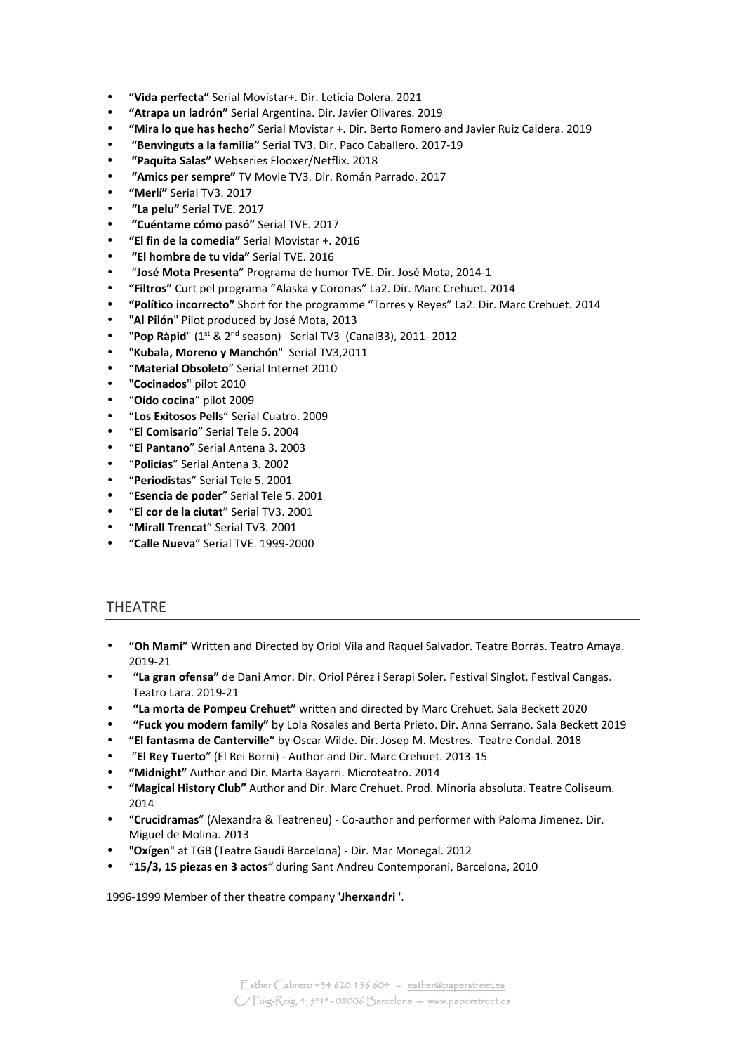- **"Vida perfecta"** Serial Movistar+. Dir. Leticia Dolera. 2021
- **"Atrapa un ladrón"** Serial Argentina. Dir. Javier Olivares. 2019
- **"Mira lo que has hecho"** Serial Movistar +. Dir. Berto Romero and Javier Ruiz Caldera. 2019
- **"Benvinguts a la familia"** Serial TV3. Dir. Paco Caballero. 2017-19
- **"Paquita Salas"** Webseries Flooxer/Netflix. 2018
- **"Amics per sempre"** TV Movie TV3. Dir. Román Parrado. 2017
- **"Merlí"** Serial TV3. 2017
- **"La pelu"** Serial TVE. 2017
- **"Cuéntame cómo pasó"** Serial TVE. 2017
- **"El fin de la comedia"** Serial Movistar +. 2016
- **"El hombre de tu vida"** Serial TVE. 2016
- "**José Mota Presenta**" Programa de humor TVE. Dir. José Mota, 2014-1
- **"Filtros"** Curt pel programa "Alaska y Coronas" La2. Dir. Marc Crehuet. 2014
- **"Político incorrecto"** Short for the programme "Torres y Reyes" La2. Dir. Marc Crehuet. 2014
- "**Al Pilón**" Pilot produced by José Mota, 2013
- "**Pop Ràpid**" (1st & 2nd season) Serial TV3 (Canal33), 2011- 2012
- "**Kubala, Moreno y Manchón**" Serial TV3,2011
- "**Material Obsoleto**" Serial Internet 2010
- "**Cocinados**" pilot 2010
- "**Oído cocina**" pilot 2009
- "**Los Exitosos Pells**" Serial Cuatro. 2009
- "**El Comisario**" Serial Tele 5. 2004
- "**El Pantano**" Serial Antena 3. 2003
- "**Policías**" Serial Antena 3. 2002
- "**Periodistas**" Serial Tele 5. 2001
- "**Esencia de poder**" Serial Tele 5. 2001
- "**El cor de la ciutat**" Serial TV3. 2001
- "**Mirall Trencat**" Serial TV3. 2001
- "**Calle Nueva**" Serial TVE. 1999-2000

## THEATRE

- **"Oh Mami"** Written and Directed by Oriol Vila and Raquel Salvador. Teatre Borràs. Teatro Amaya. 2019-21
- **"La gran ofensa"** de Dani Amor. Dir. Oriol Pérez i Serapi Soler. Festival Singlot. Festival Cangas. Teatro Lara. 2019-21
- **"La morta de Pompeu Crehuet"** written and directed by Marc Crehuet. Sala Beckett 2020
- **"Fuck you modern family"** by Lola Rosales and Berta Prieto. Dir. Anna Serrano. Sala Beckett 2019
- **"El fantasma de Canterville"** by Oscar Wilde. Dir. Josep M. Mestres. Teatre Condal. 2018
- "**El Rey Tuerto**" (El Rei Borni) - Author and Dir. Marc Crehuet. 2013-15
- **"Midnight"** Author and Dir. Marta Bayarri. Microteatro. 2014
- **"Magical History Club"** Author and Dir. Marc Crehuet. Prod. Minoria absoluta. Teatre Coliseum. 2014
- "**Crucidramas**" (Alexandra & Teatreneu) - Co-author and performer with Paloma Jimenez. Dir. Miguel de Molina. 2013
- "**Oxígen**" at TGB (Teatre Gaudi Barcelona) - Dir. Mar Monegal. 2012
- "**15/3, 15 piezas en 3 actos**" during Sant Andreu Contemporani, Barcelona, 2010

1996-1999 Member of ther theatre company '**Jherxandri** '.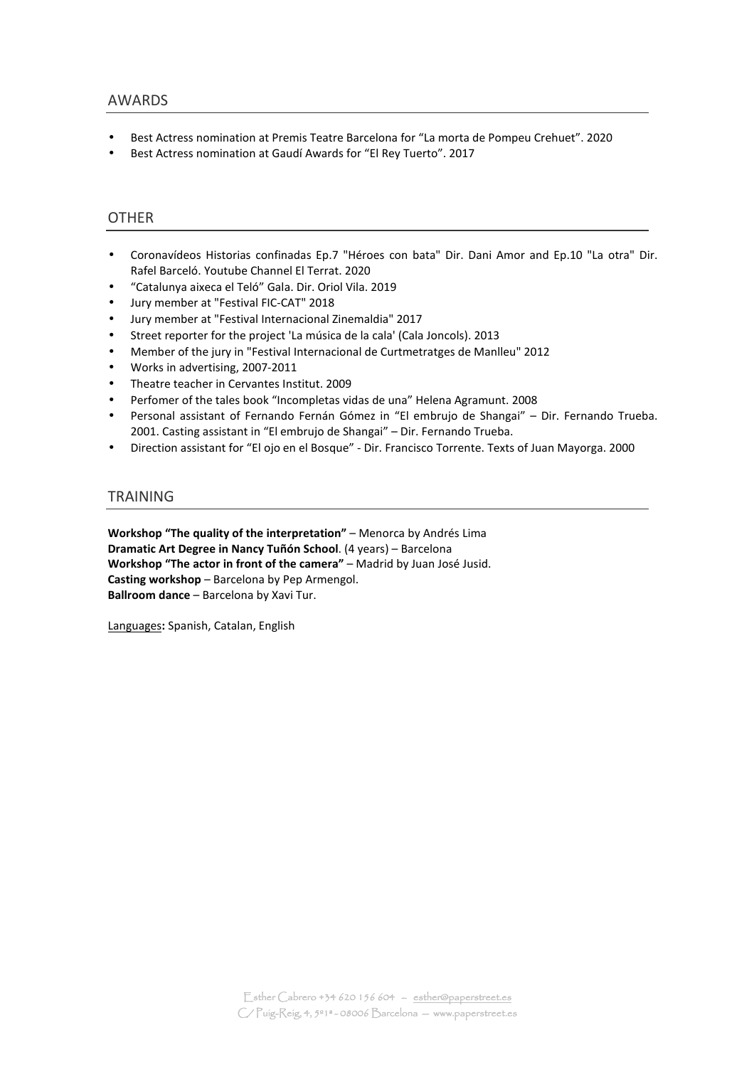## AWARDS

- Best Actress nomination at Premis Teatre Barcelona for "La morta de Pompeu Crehuet". 2020
- Best Actress nomination at Gaudí Awards for "El Rey Tuerto". 2017

## OTHER

- Coronavídeos Historias confinadas Ep.7 "Héroes con bata" Dir. Dani Amor and Ep.10 "La otra" Dir. Rafel Barceló. Youtube Channel El Terrat. 2020
- "Catalunya aixeca el Teló" Gala. Dir. Oriol Vila. 2019
- Jury member at "Festival FIC-CAT" 2018
- Jury member at "Festival Internacional Zinemaldia" 2017
- Street reporter for the project 'La música de la cala' (Cala Joncols). 2013
- Member of the jury in "Festival Internacional de Curtmetratges de Manlleu" 2012
- Works in advertising, 2007-2011
- Theatre teacher in Cervantes Institut. 2009
- Perfomer of the tales book "Incompletas vidas de una" Helena Agramunt. 2008
- Personal assistant of Fernando Fernán Gómez in "El embrujo de Shangai" – Dir. Fernando Trueba. 2001. Casting assistant in "El embrujo de Shangai" – Dir. Fernando Trueba.
- Direction assistant for "El ojo en el Bosque" - Dir. Francisco Torrente. Texts of Juan Mayorga. 2000

## TRAINING

**Workshop "The quality of the interpretation"** – Menorca by Andrés Lima
**Dramatic Art Degree in Nancy Tuñón School**. (4 years) – Barcelona
**Workshop "The actor in front of the camera"** – Madrid by Juan José Jusid.
**Casting workshop** – Barcelona by Pep Armengol.
**Ballroom dance** – Barcelona by Xavi Tur.

Languages**:** Spanish, Catalan, English